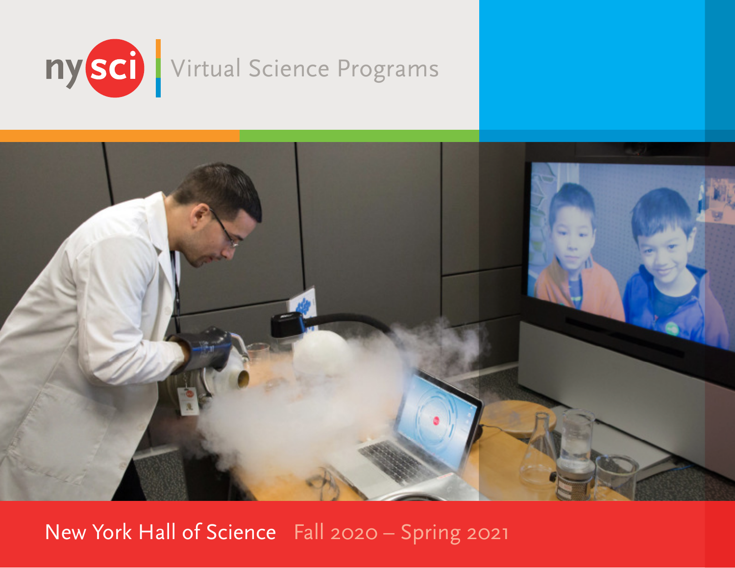# nysci | Virtual Science Programs

New York Hall of Science Fall 2020 – Spring 2021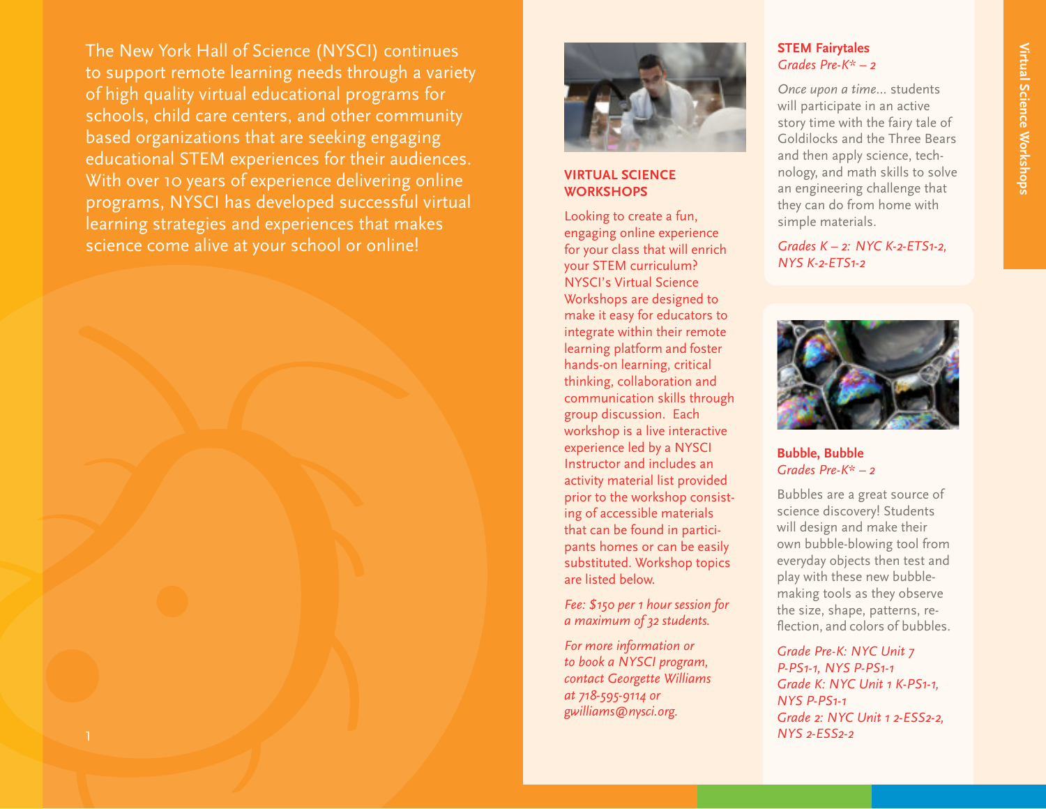The New York Hall of Science (NYSCI) continues to support remote learning needs through a variety of high quality virtual educational programs for schools, child care centers, and other community based organizations that are seeking engaging educational STEM experiences for their audiences. With over 10 years of experience delivering online programs, NYSCI has developed successful virtual learning strategies and experiences that makes science come alive at your school or online!

## VIRTUAL SCIENCE WORKSHOPS

Looking to create a fun, engaging online experience for your class that will enrich your STEM curriculum? NYSCI's Virtual Science Workshops are designed to make it easy for educators to integrate within their remote learning platform and foster hands-on learning, critical thinking, collaboration and communication skills through group discussion. Each workshop is a live interactive experience led by a NYSCI Instructor and includes an activity material list provided prior to the workshop consisting of accessible materials that can be found in participants homes or can be easily substituted. Workshop topics are listed below.

*Fee: $150 per 1 hour session for a maximum of 32 students.*

*For more information or to book a NYSCI program, contact Georgette Williams at 718-595-9114 or gwilliams@nysci.org.*

### STEM Fairytales
*Grades Pre-K* – 2*

*Once upon a time...* students will participate in an active story time with the fairy tale of Goldilocks and the Three Bears and then apply science, technology, and math skills to solve an engineering challenge that they can do from home with simple materials.

*Grades K – 2: NYC K-2-ETS1-2, NYS K-2-ETS1-2*

### Bubble, Bubble
*Grades Pre-K* – 2*

Bubbles are a great source of science discovery! Students will design and make their own bubble-blowing tool from everyday objects then test and play with these new bubble-making tools as they observe the size, shape, patterns, reflection, and colors of bubbles.

*Grade Pre-K: NYC Unit 7 P-PS1-1, NYS P-PS1-1*
*Grade K: NYC Unit 1 K-PS1-1, NYS P-PS1-1*
*Grade 2: NYC Unit 1 2-ESS2-2, NYS 2-ESS2-2*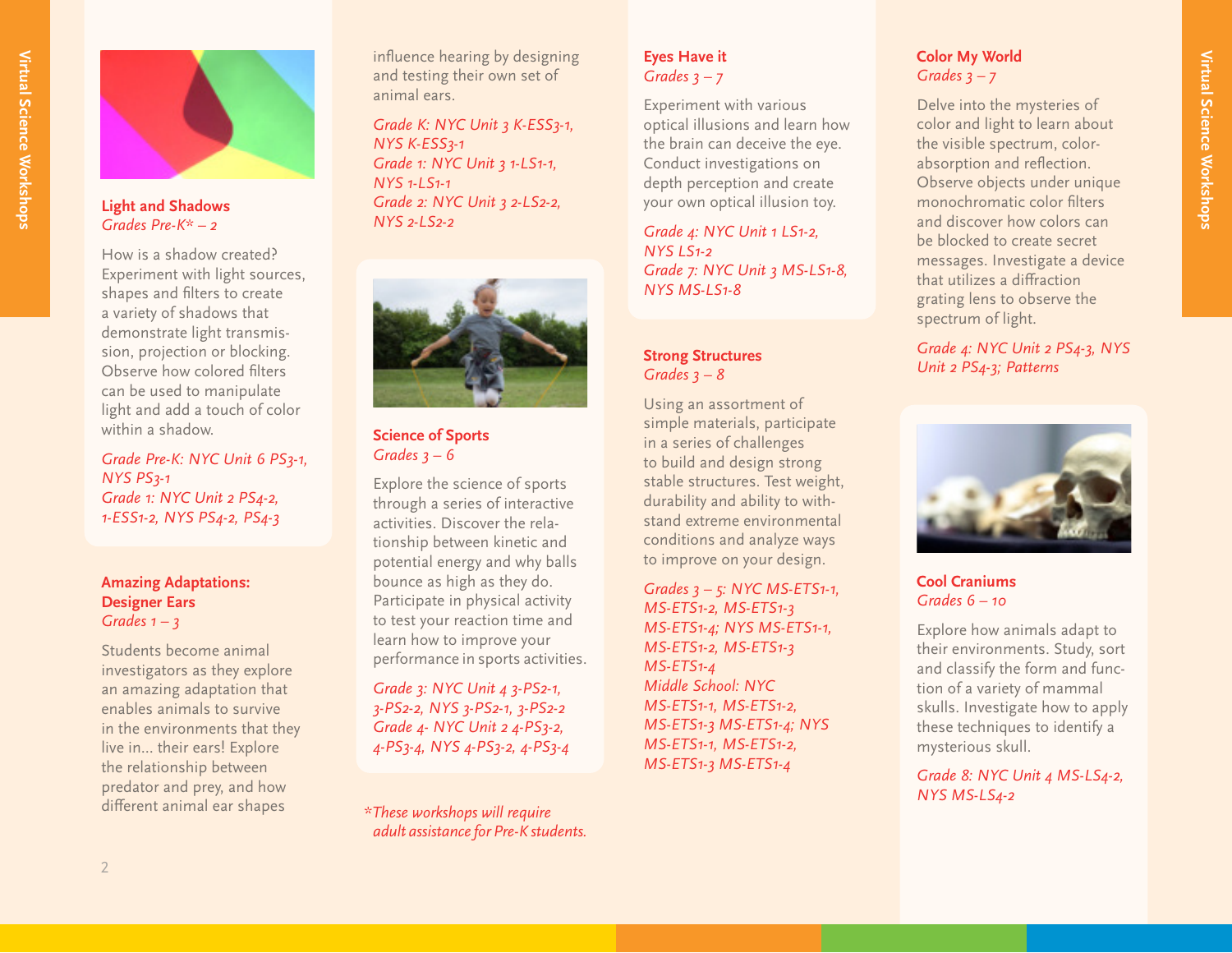### Light and Shadows

*Grades Pre-K* – 2*

How is a shadow created? Experiment with light sources, shapes and filters to create a variety of shadows that demonstrate light transmission, projection or blocking. Observe how colored filters can be used to manipulate light and add a touch of color within a shadow.

*Grade Pre-K: NYC Unit 6 PS3-1, NYS PS3-1*
*Grade 1: NYC Unit 2 PS4-2, 1-ESS1-2, NYS PS4-2, PS4-3*

### Amazing Adaptations: Designer Ears

*Grades 1 – 3*

Students become animal investigators as they explore an amazing adaptation that enables animals to survive in the environments that they live in... their ears! Explore the relationship between predator and prey, and how different animal ear shapes influence hearing by designing and testing their own set of animal ears.

*Grade K: NYC Unit 3 K-ESS3-1, NYS K-ESS3-1*
*Grade 1: NYC Unit 3 1-LS1-1, NYS 1-LS1-1*
*Grade 2: NYC Unit 3 2-LS2-2, NYS 2-LS2-2*

### Science of Sports

*Grades 3 – 6*

Explore the science of sports through a series of interactive activities. Discover the relationship between kinetic and potential energy and why balls bounce as high as they do. Participate in physical activity to test your reaction time and learn how to improve your performance in sports activities.

*Grade 3: NYC Unit 4 3-PS2-1, 3-PS2-2, NYS 3-PS2-1, 3-PS2-2*
*Grade 4- NYC Unit 2 4-PS3-2, 4-PS3-4, NYS 4-PS3-2, 4-PS3-4*

*\*These workshops will require adult assistance for Pre-K students.*

### Eyes Have it

*Grades 3 – 7*

Experiment with various optical illusions and learn how the brain can deceive the eye. Conduct investigations on depth perception and create your own optical illusion toy.

*Grade 4: NYC Unit 1 LS1-2, NYS LS1-2*
*Grade 7: NYC Unit 3 MS-LS1-8, NYS MS-LS1-8*

### Strong Structures

*Grades 3 – 8*

Using an assortment of simple materials, participate in a series of challenges to build and design strong stable structures. Test weight, durability and ability to withstand extreme environmental conditions and analyze ways to improve on your design.

*Grades 3 – 5: NYC MS-ETS1-1, MS-ETS1-2, MS-ETS1-3 MS-ETS1-4; NYS MS-ETS1-1, MS-ETS1-2, MS-ETS1-3 MS-ETS1-4*
*Middle School: NYC MS-ETS1-1, MS-ETS1-2, MS-ETS1-3 MS-ETS1-4; NYS MS-ETS1-1, MS-ETS1-2, MS-ETS1-3 MS-ETS1-4*

### Color My World

*Grades 3 – 7*

Delve into the mysteries of color and light to learn about the visible spectrum, color-absorption and reflection. Observe objects under unique monochromatic color filters and discover how colors can be blocked to create secret messages. Investigate a device that utilizes a diffraction grating lens to observe the spectrum of light.

*Grade 4: NYC Unit 2 PS4-3, NYS Unit 2 PS4-3; Patterns*

### Cool Craniums

*Grades 6 – 10*

Explore how animals adapt to their environments. Study, sort and classify the form and function of a variety of mammal skulls. Investigate how to apply these techniques to identify a mysterious skull.

*Grade 8: NYC Unit 4 MS-LS4-2, NYS MS-LS4-2*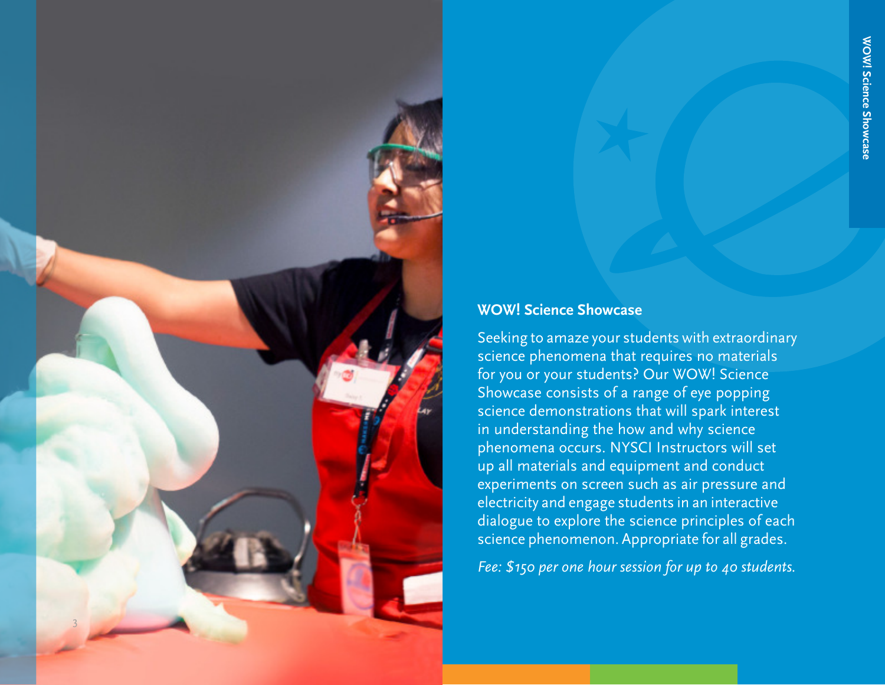## WOW! Science Showcase

Seeking to amaze your students with extraordinary science phenomena that requires no materials for you or your students? Our WOW! Science Showcase consists of a range of eye popping science demonstrations that will spark interest in understanding the how and why science phenomena occurs. NYSCI Instructors will set up all materials and equipment and conduct experiments on screen such as air pressure and electricity and engage students in an interactive dialogue to explore the science principles of each science phenomenon. Appropriate for all grades.

*Fee: $150 per one hour session for up to 40 students.*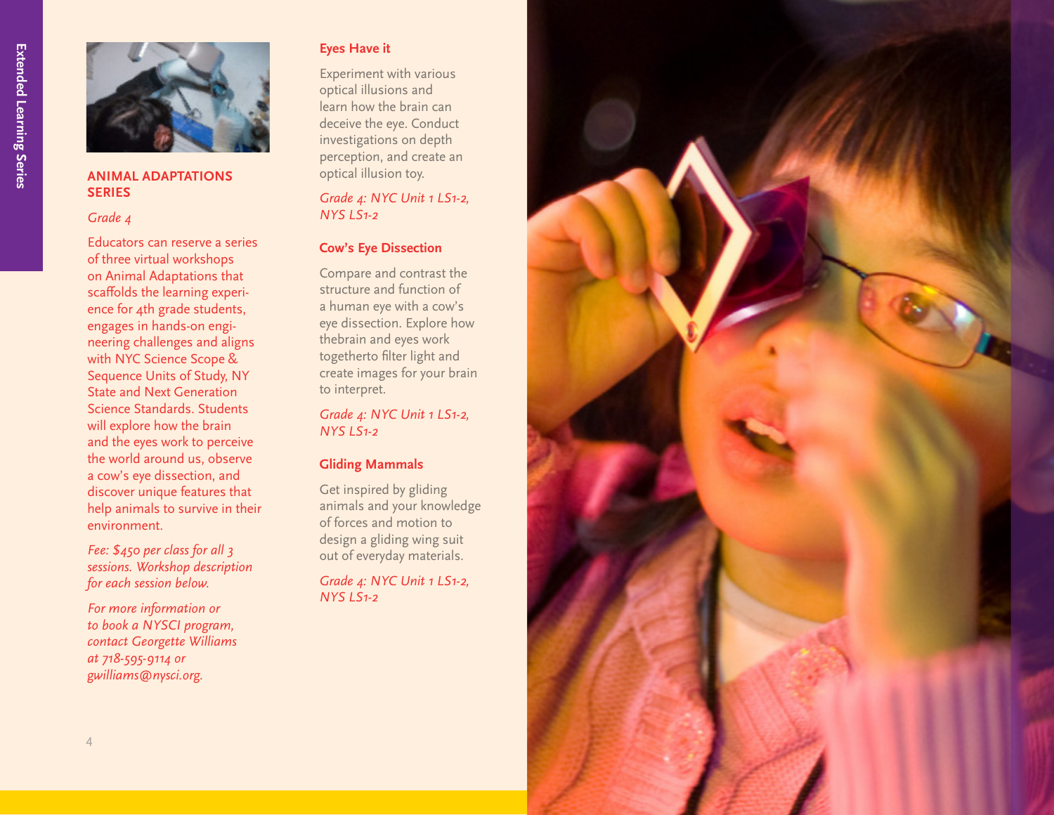## ANIMAL ADAPTATIONS SERIES

*Grade 4*

Educators can reserve a series of three virtual workshops on Animal Adaptations that scaffolds the learning experience for 4th grade students, engages in hands-on engineering challenges and aligns with NYC Science Scope & Sequence Units of Study, NY State and Next Generation Science Standards. Students will explore how the brain and the eyes work to perceive the world around us, observe a cow's eye dissection, and discover unique features that help animals to survive in their environment.

*Fee: $450 per class for all 3 sessions. Workshop description for each session below.*

*For more information or to book a NYSCI program, contact Georgette Williams at 718-595-9114 or gwilliams@nysci.org.*

### Eyes Have it

Experiment with various optical illusions and learn how the brain can deceive the eye. Conduct investigations on depth perception, and create an optical illusion toy.

*Grade 4: NYC Unit 1 LS1-2, NYS LS1-2*

### Cow's Eye Dissection

Compare and contrast the structure and function of a human eye with a cow's eye dissection. Explore how thebrain and eyes work togetherto filter light and create images for your brain to interpret.

*Grade 4: NYC Unit 1 LS1-2, NYS LS1-2*

### Gliding Mammals

Get inspired by gliding animals and your knowledge of forces and motion to design a gliding wing suit out of everyday materials.

*Grade 4: NYC Unit 1 LS1-2, NYS LS1-2*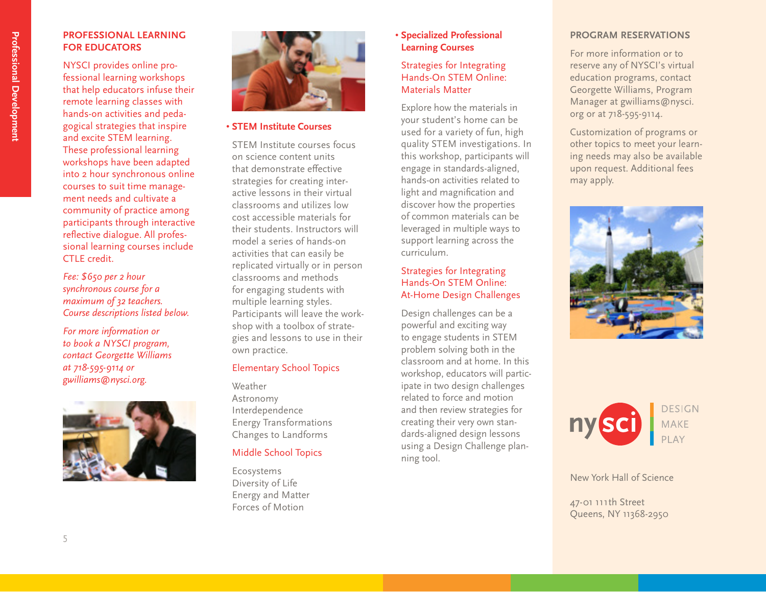## PROFESSIONAL LEARNING FOR EDUCATORS

NYSCI provides online professional learning workshops that help educators infuse their remote learning classes with hands-on activities and pedagogical strategies that inspire and excite STEM learning. These professional learning workshops have been adapted into 2 hour synchronous online courses to suit time management needs and cultivate a community of practice among participants through interactive reflective dialogue. All professional learning courses include CTLE credit.

*Fee: $650 per 2 hour synchronous course for a maximum of 32 teachers. Course descriptions listed below.*

*For more information or to book a NYSCI program, contact Georgette Williams at 718-595-9114 or gwilliams@nysci.org.*

### • STEM Institute Courses

STEM Institute courses focus on science content units that demonstrate effective strategies for creating interactive lessons in their virtual classrooms and utilizes low cost accessible materials for their students. Instructors will model a series of hands-on activities that can easily be replicated virtually or in person classrooms and methods for engaging students with multiple learning styles. Participants will leave the workshop with a toolbox of strategies and lessons to use in their own practice.

#### Elementary School Topics

Weather
Astronomy
Interdependence
Energy Transformations
Changes to Landforms

#### Middle School Topics

Ecosystems
Diversity of Life
Energy and Matter
Forces of Motion

### • Specialized Professional Learning Courses

#### Strategies for Integrating Hands-On STEM Online: Materials Matter

Explore how the materials in your student's home can be used for a variety of fun, high quality STEM investigations. In this workshop, participants will engage in standards-aligned, hands-on activities related to light and magnification and discover how the properties of common materials can be leveraged in multiple ways to support learning across the curriculum.

#### Strategies for Integrating Hands-On STEM Online: At-Home Design Challenges

Design challenges can be a powerful and exciting way to engage students in STEM problem solving both in the classroom and at home. In this workshop, educators will participate in two design challenges related to force and motion and then review strategies for creating their very own standards-aligned design lessons using a Design Challenge planning tool.

## PROGRAM RESERVATIONS

For more information or to reserve any of NYSCI's virtual education programs, contact Georgette Williams, Program Manager at gwilliams@nysci.org or at 718-595-9114.

Customization of programs or other topics to meet your learning needs may also be available upon request. Additional fees may apply.

ny sci | DESIGN MAKE PLAY

New York Hall of Science

47-01 111th Street
Queens, NY 11368-2950